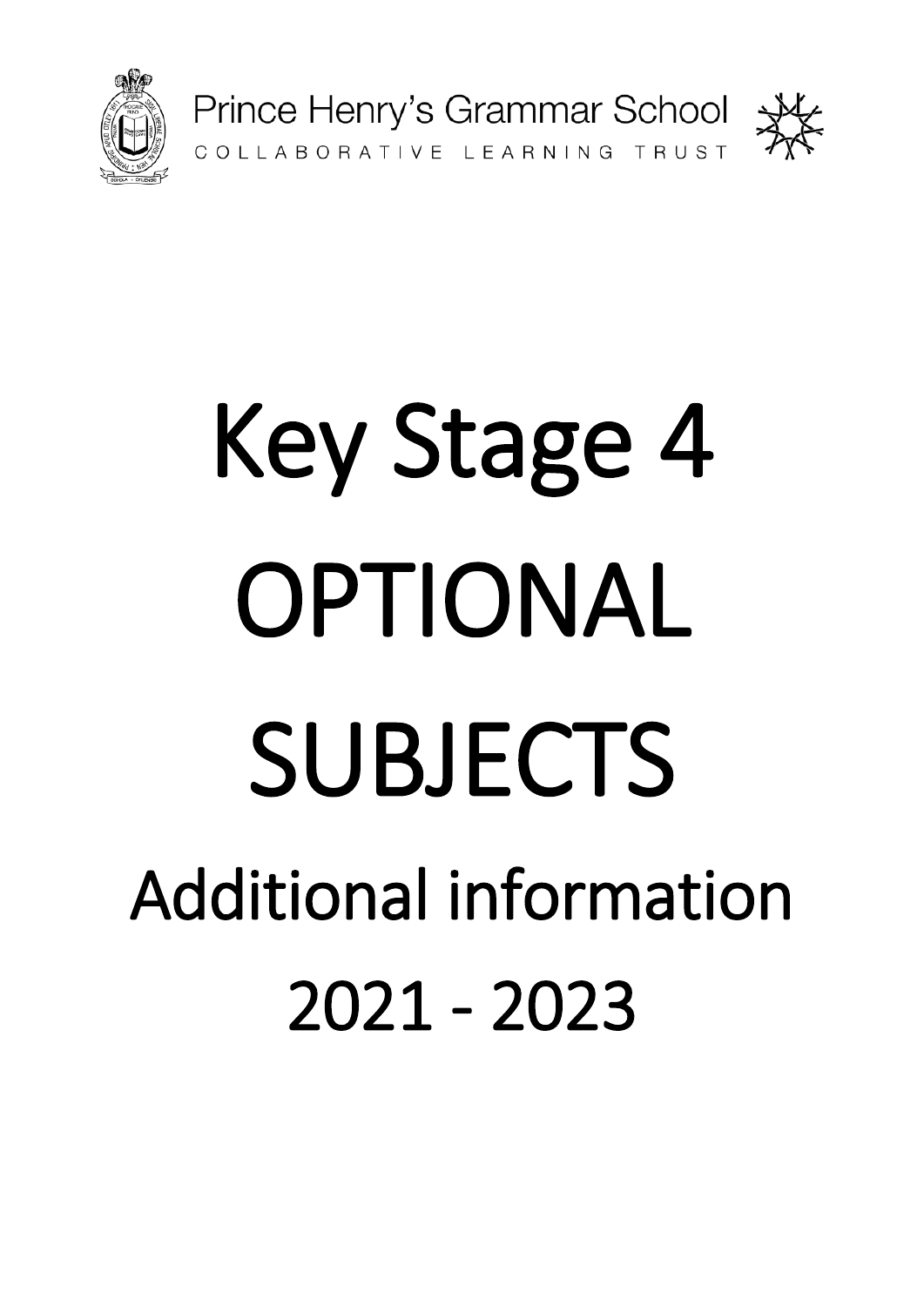Prince Henry's Grammar School

COLLABORATIVE LEARNING TRUST

# Key Stage 4 OPTIONAL SUBJECTS

## Additional information

## 2021 - 2023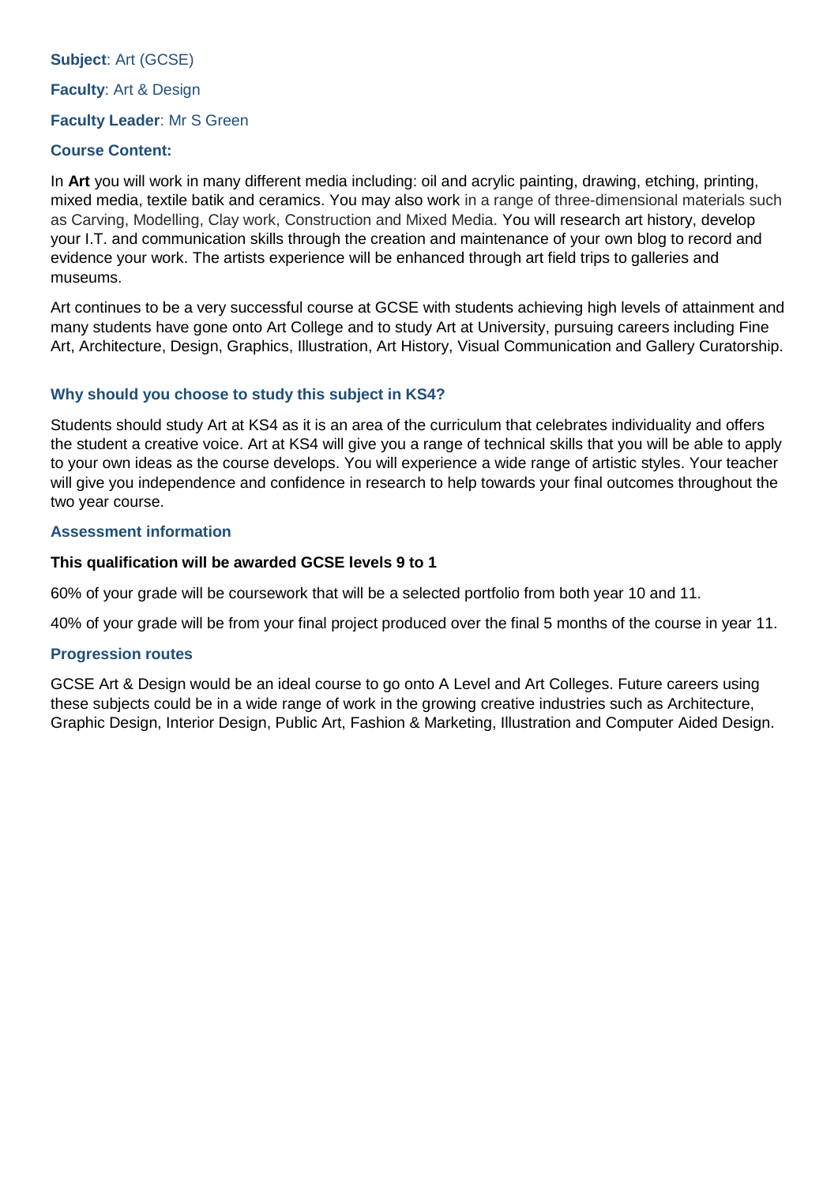**Subject**: Art (GCSE)

**Faculty**: Art & Design

**Faculty Leader**: Mr S Green

### Course Content:

In **Art** you will work in many different media including: oil and acrylic painting, drawing, etching, printing, mixed media, textile batik and ceramics. You may also work in a range of three-dimensional materials such as Carving, Modelling, Clay work, Construction and Mixed Media. You will research art history, develop your I.T. and communication skills through the creation and maintenance of your own blog to record and evidence your work. The artists experience will be enhanced through art field trips to galleries and museums.

Art continues to be a very successful course at GCSE with students achieving high levels of attainment and many students have gone onto Art College and to study Art at University, pursuing careers including Fine Art, Architecture, Design, Graphics, Illustration, Art History, Visual Communication and Gallery Curatorship.

### Why should you choose to study this subject in KS4?

Students should study Art at KS4 as it is an area of the curriculum that celebrates individuality and offers the student a creative voice. Art at KS4 will give you a range of technical skills that you will be able to apply to your own ideas as the course develops. You will experience a wide range of artistic styles. Your teacher will give you independence and confidence in research to help towards your final outcomes throughout the two year course.

### Assessment information

**This qualification will be awarded GCSE levels 9 to 1**

60% of your grade will be coursework that will be a selected portfolio from both year 10 and 11.

40% of your grade will be from your final project produced over the final 5 months of the course in year 11.

### Progression routes

GCSE Art & Design would be an ideal course to go onto A Level and Art Colleges. Future careers using these subjects could be in a wide range of work in the growing creative industries such as Architecture, Graphic Design, Interior Design, Public Art, Fashion & Marketing, Illustration and Computer Aided Design.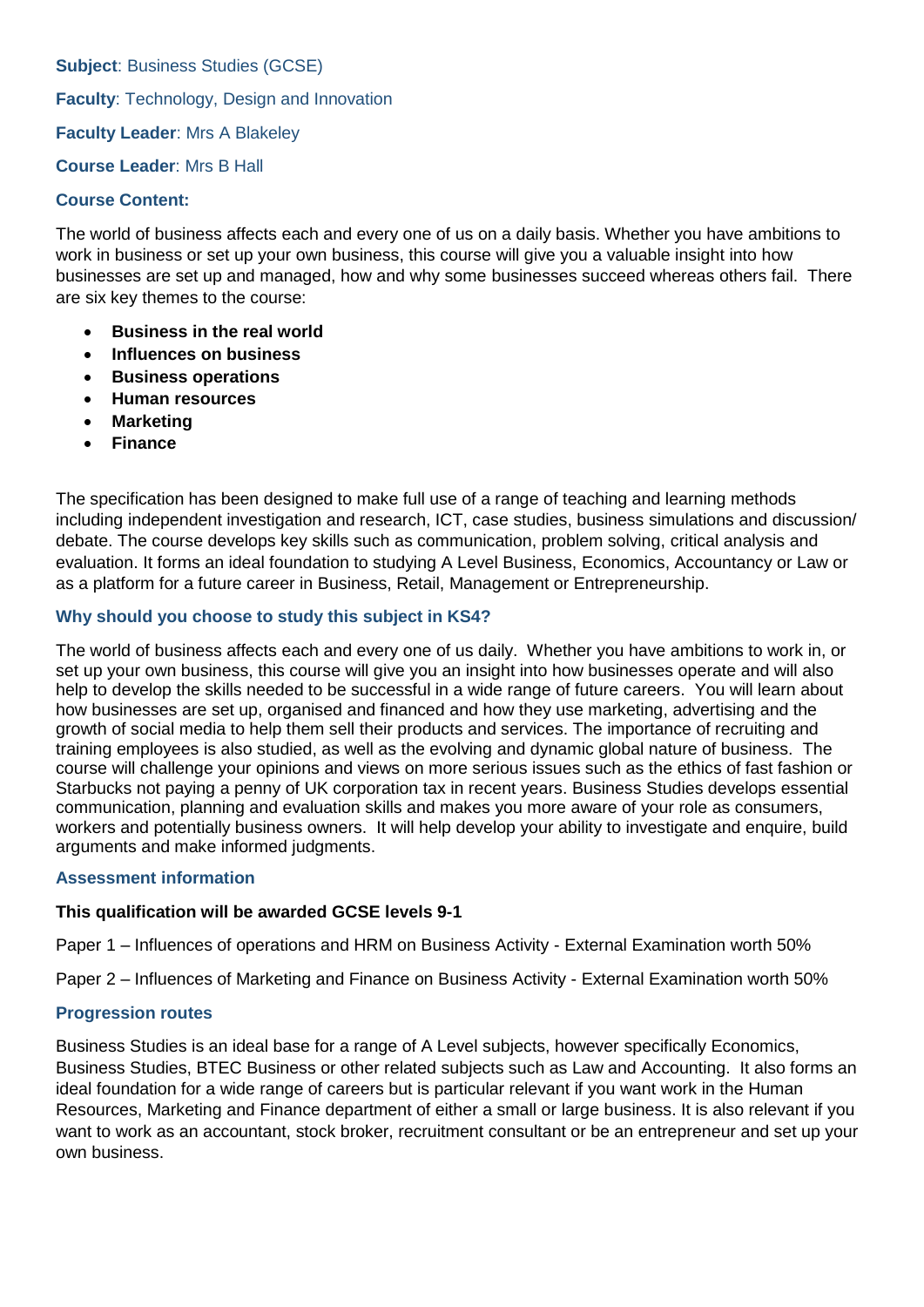**Subject**: Business Studies (GCSE)

**Faculty**: Technology, Design and Innovation

**Faculty Leader**: Mrs A Blakeley

**Course Leader**: Mrs B Hall

### Course Content:

The world of business affects each and every one of us on a daily basis. Whether you have ambitions to work in business or set up your own business, this course will give you a valuable insight into how businesses are set up and managed, how and why some businesses succeed whereas others fail. There are six key themes to the course:

- **Business in the real world**
- **Influences on business**
- **Business operations**
- **Human resources**
- **Marketing**
- **Finance**

The specification has been designed to make full use of a range of teaching and learning methods including independent investigation and research, ICT, case studies, business simulations and discussion/ debate. The course develops key skills such as communication, problem solving, critical analysis and evaluation. It forms an ideal foundation to studying A Level Business, Economics, Accountancy or Law or as a platform for a future career in Business, Retail, Management or Entrepreneurship.

### Why should you choose to study this subject in KS4?

The world of business affects each and every one of us daily. Whether you have ambitions to work in, or set up your own business, this course will give you an insight into how businesses operate and will also help to develop the skills needed to be successful in a wide range of future careers. You will learn about how businesses are set up, organised and financed and how they use marketing, advertising and the growth of social media to help them sell their products and services. The importance of recruiting and training employees is also studied, as well as the evolving and dynamic global nature of business. The course will challenge your opinions and views on more serious issues such as the ethics of fast fashion or Starbucks not paying a penny of UK corporation tax in recent years. Business Studies develops essential communication, planning and evaluation skills and makes you more aware of your role as consumers, workers and potentially business owners. It will help develop your ability to investigate and enquire, build arguments and make informed judgments.

### Assessment information

**This qualification will be awarded GCSE levels 9-1**

Paper 1 – Influences of operations and HRM on Business Activity - External Examination worth 50%

Paper 2 – Influences of Marketing and Finance on Business Activity - External Examination worth 50%

### Progression routes

Business Studies is an ideal base for a range of A Level subjects, however specifically Economics, Business Studies, BTEC Business or other related subjects such as Law and Accounting. It also forms an ideal foundation for a wide range of careers but is particular relevant if you want work in the Human Resources, Marketing and Finance department of either a small or large business. It is also relevant if you want to work as an accountant, stock broker, recruitment consultant or be an entrepreneur and set up your own business.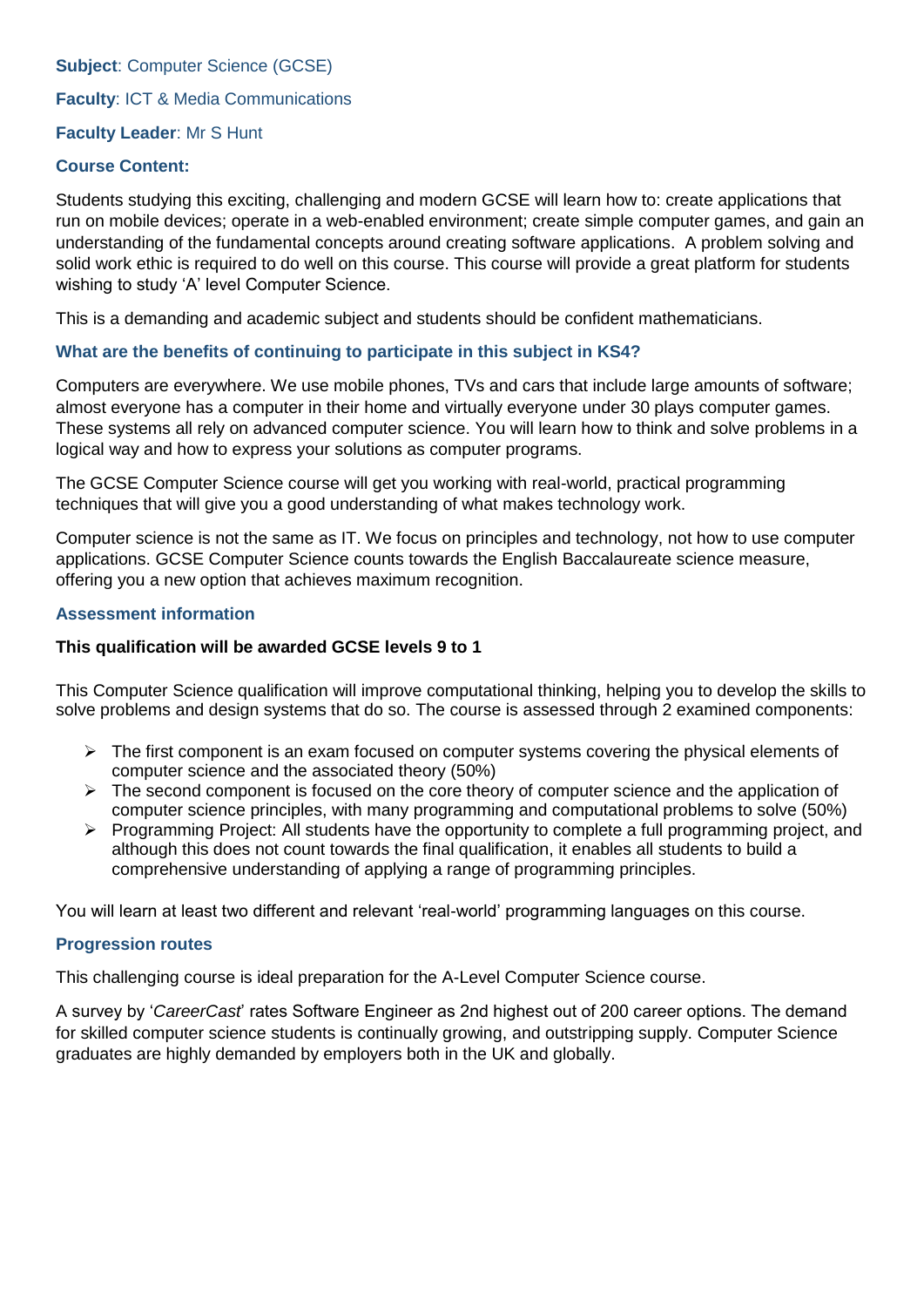**Subject**: Computer Science (GCSE)

**Faculty**: ICT & Media Communications

**Faculty Leader**: Mr S Hunt

### Course Content:

Students studying this exciting, challenging and modern GCSE will learn how to: create applications that run on mobile devices; operate in a web-enabled environment; create simple computer games, and gain an understanding of the fundamental concepts around creating software applications. A problem solving and solid work ethic is required to do well on this course. This course will provide a great platform for students wishing to study 'A' level Computer Science.

This is a demanding and academic subject and students should be confident mathematicians.

### What are the benefits of continuing to participate in this subject in KS4?

Computers are everywhere. We use mobile phones, TVs and cars that include large amounts of software; almost everyone has a computer in their home and virtually everyone under 30 plays computer games. These systems all rely on advanced computer science. You will learn how to think and solve problems in a logical way and how to express your solutions as computer programs.

The GCSE Computer Science course will get you working with real-world, practical programming techniques that will give you a good understanding of what makes technology work.

Computer science is not the same as IT. We focus on principles and technology, not how to use computer applications. GCSE Computer Science counts towards the English Baccalaureate science measure, offering you a new option that achieves maximum recognition.

### Assessment information

**This qualification will be awarded GCSE levels 9 to 1**

This Computer Science qualification will improve computational thinking, helping you to develop the skills to solve problems and design systems that do so. The course is assessed through 2 examined components:

- The first component is an exam focused on computer systems covering the physical elements of computer science and the associated theory (50%)
- The second component is focused on the core theory of computer science and the application of computer science principles, with many programming and computational problems to solve (50%)
- Programming Project: All students have the opportunity to complete a full programming project, and although this does not count towards the final qualification, it enables all students to build a comprehensive understanding of applying a range of programming principles.

You will learn at least two different and relevant 'real-world' programming languages on this course.

### Progression routes

This challenging course is ideal preparation for the A-Level Computer Science course.

A survey by '*CareerCast*' rates Software Engineer as 2nd highest out of 200 career options. The demand for skilled computer science students is continually growing, and outstripping supply. Computer Science graduates are highly demanded by employers both in the UK and globally.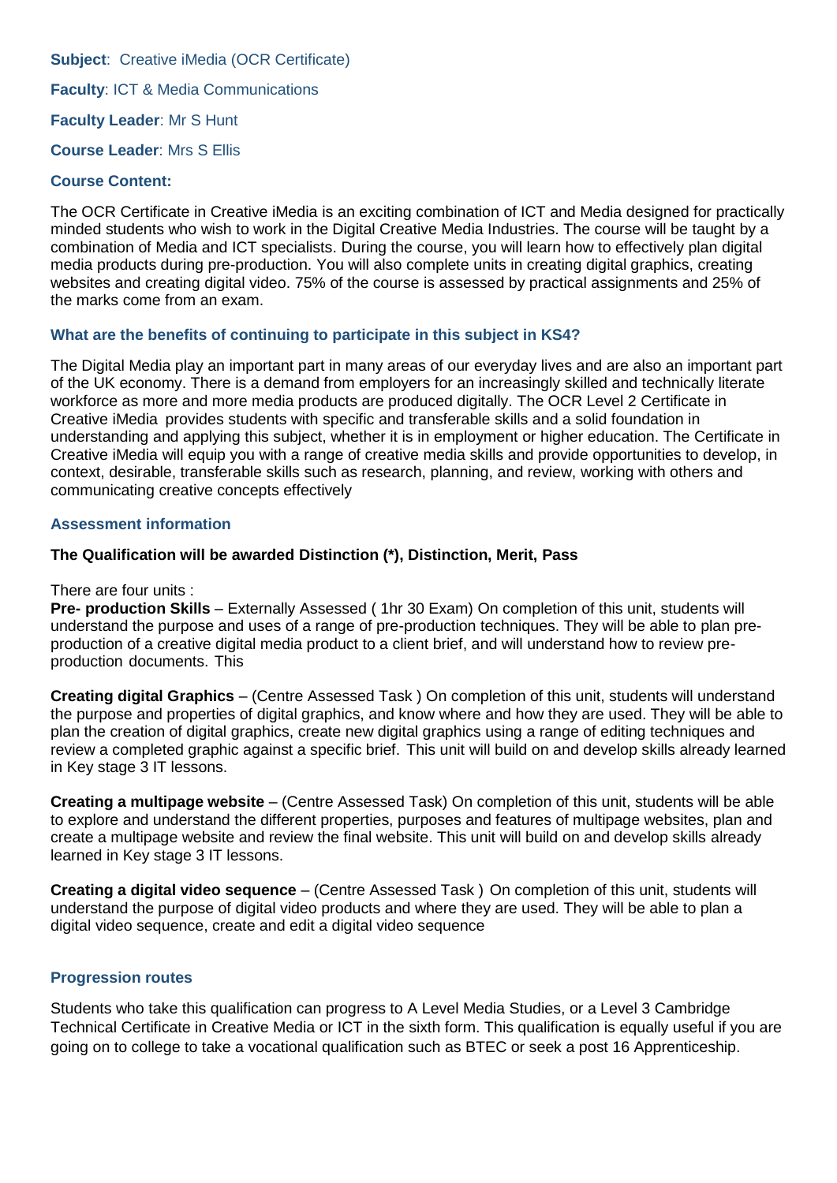**Subject**: Creative iMedia (OCR Certificate)

**Faculty**: ICT & Media Communications

**Faculty Leader**: Mr S Hunt

**Course Leader**: Mrs S Ellis

### Course Content:

The OCR Certificate in Creative iMedia is an exciting combination of ICT and Media designed for practically minded students who wish to work in the Digital Creative Media Industries. The course will be taught by a combination of Media and ICT specialists. During the course, you will learn how to effectively plan digital media products during pre-production. You will also complete units in creating digital graphics, creating websites and creating digital video. 75% of the course is assessed by practical assignments and 25% of the marks come from an exam.

### What are the benefits of continuing to participate in this subject in KS4?

The Digital Media play an important part in many areas of our everyday lives and are also an important part of the UK economy. There is a demand from employers for an increasingly skilled and technically literate workforce as more and more media products are produced digitally. The OCR Level 2 Certificate in Creative iMedia provides students with specific and transferable skills and a solid foundation in understanding and applying this subject, whether it is in employment or higher education. The Certificate in Creative iMedia will equip you with a range of creative media skills and provide opportunities to develop, in context, desirable, transferable skills such as research, planning, and review, working with others and communicating creative concepts effectively

### Assessment information

**The Qualification will be awarded Distinction (*), Distinction, Merit, Pass**

There are four units :

**Pre- production Skills** – Externally Assessed ( 1hr 30 Exam) On completion of this unit, students will understand the purpose and uses of a range of pre-production techniques. They will be able to plan pre-production of a creative digital media product to a client brief, and will understand how to review pre-production documents. This

**Creating digital Graphics** – (Centre Assessed Task ) On completion of this unit, students will understand the purpose and properties of digital graphics, and know where and how they are used. They will be able to plan the creation of digital graphics, create new digital graphics using a range of editing techniques and review a completed graphic against a specific brief. This unit will build on and develop skills already learned in Key stage 3 IT lessons.

**Creating a multipage website** – (Centre Assessed Task) On completion of this unit, students will be able to explore and understand the different properties, purposes and features of multipage websites, plan and create a multipage website and review the final website. This unit will build on and develop skills already learned in Key stage 3 IT lessons.

**Creating a digital video sequence** – (Centre Assessed Task ) On completion of this unit, students will understand the purpose of digital video products and where they are used. They will be able to plan a digital video sequence, create and edit a digital video sequence

### Progression routes

Students who take this qualification can progress to A Level Media Studies, or a Level 3 Cambridge Technical Certificate in Creative Media or ICT in the sixth form. This qualification is equally useful if you are going on to college to take a vocational qualification such as BTEC or seek a post 16 Apprenticeship.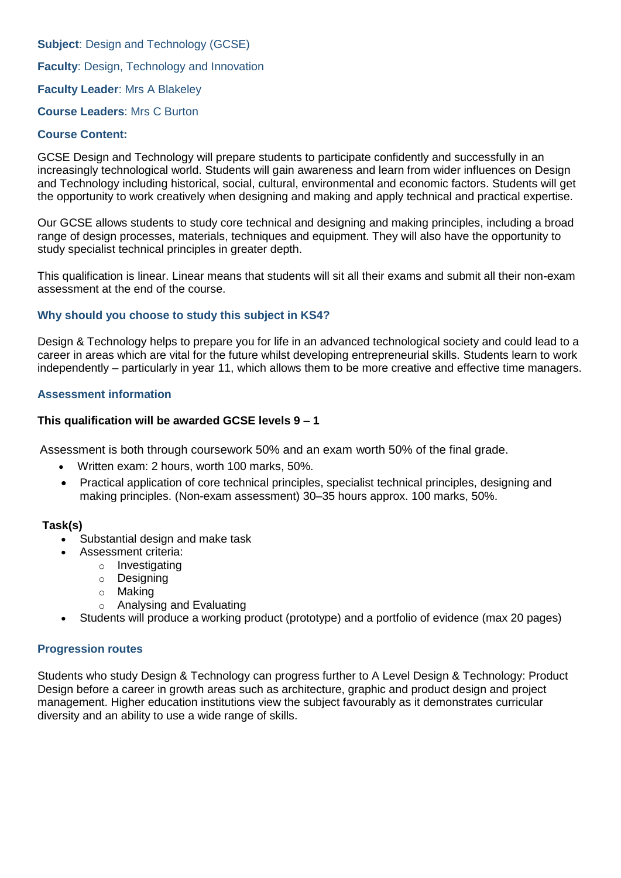**Subject**: Design and Technology (GCSE)

**Faculty**: Design, Technology and Innovation

**Faculty Leader**: Mrs A Blakeley

**Course Leaders**: Mrs C Burton

### Course Content:

GCSE Design and Technology will prepare students to participate confidently and successfully in an increasingly technological world. Students will gain awareness and learn from wider influences on Design and Technology including historical, social, cultural, environmental and economic factors. Students will get the opportunity to work creatively when designing and making and apply technical and practical expertise.

Our GCSE allows students to study core technical and designing and making principles, including a broad range of design processes, materials, techniques and equipment. They will also have the opportunity to study specialist technical principles in greater depth.

This qualification is linear. Linear means that students will sit all their exams and submit all their non-exam assessment at the end of the course.

### Why should you choose to study this subject in KS4?

Design & Technology helps to prepare you for life in an advanced technological society and could lead to a career in areas which are vital for the future whilst developing entrepreneurial skills. Students learn to work independently – particularly in year 11, which allows them to be more creative and effective time managers.

### Assessment information

**This qualification will be awarded GCSE levels 9 – 1**

Assessment is both through coursework 50% and an exam worth 50% of the final grade.

- Written exam: 2 hours, worth 100 marks, 50%.
- Practical application of core technical principles, specialist technical principles, designing and making principles. (Non-exam assessment) 30–35 hours approx. 100 marks, 50%.

**Task(s)**

- Substantial design and make task
- Assessment criteria:
  - Investigating
  - Designing
  - Making
  - Analysing and Evaluating
- Students will produce a working product (prototype) and a portfolio of evidence (max 20 pages)

### Progression routes

Students who study Design & Technology can progress further to A Level Design & Technology: Product Design before a career in growth areas such as architecture, graphic and product design and project management. Higher education institutions view the subject favourably as it demonstrates curricular diversity and an ability to use a wide range of skills.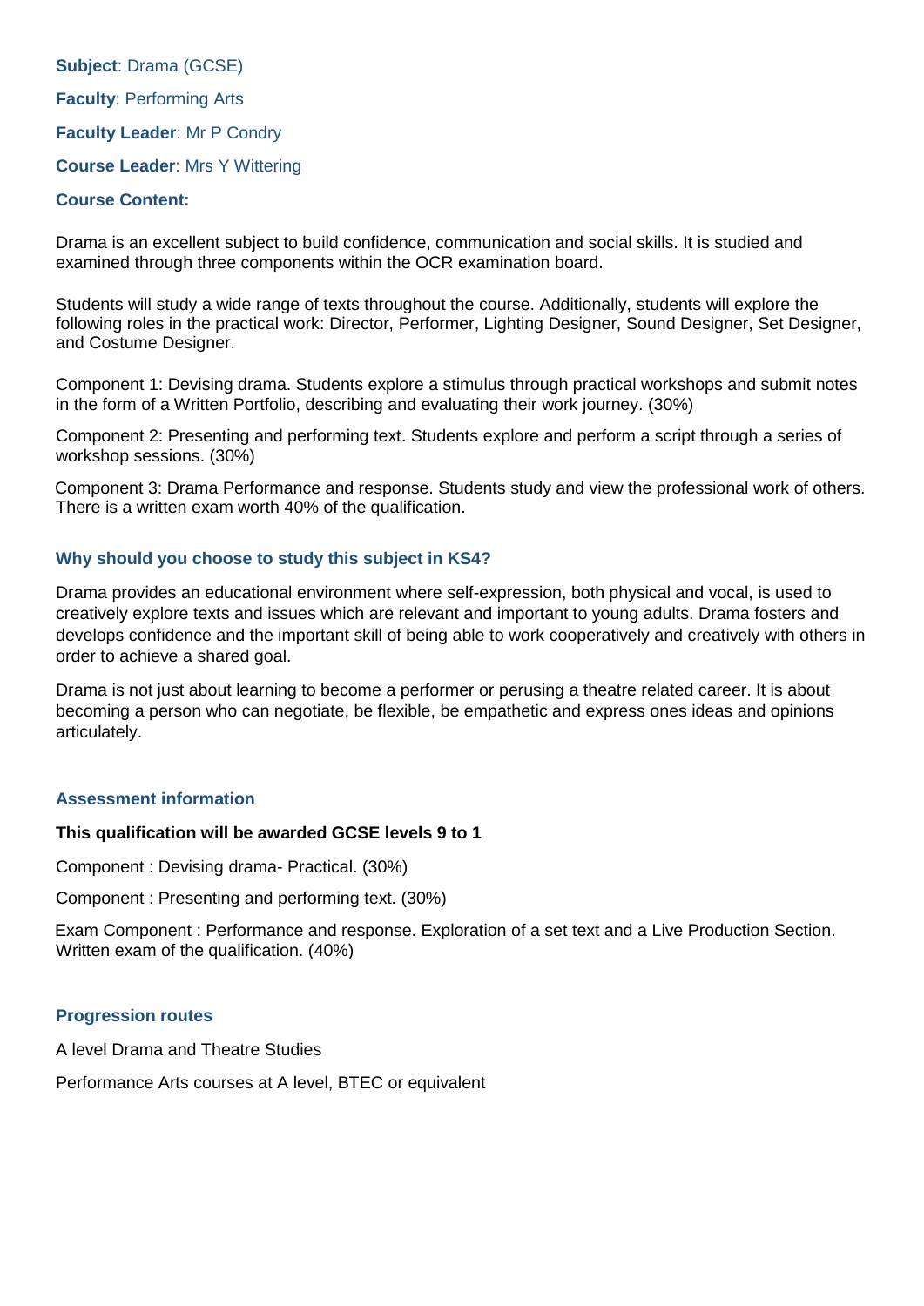**Subject**: Drama (GCSE)

**Faculty**: Performing Arts

**Faculty Leader**: Mr P Condry

**Course Leader**: Mrs Y Wittering

**Course Content:**

Drama is an excellent subject to build confidence, communication and social skills. It is studied and examined through three components within the OCR examination board.

Students will study a wide range of texts throughout the course. Additionally, students will explore the following roles in the practical work: Director, Performer, Lighting Designer, Sound Designer, Set Designer, and Costume Designer.

Component 1: Devising drama. Students explore a stimulus through practical workshops and submit notes in the form of a Written Portfolio, describing and evaluating their work journey. (30%)

Component 2: Presenting and performing text. Students explore and perform a script through a series of workshop sessions. (30%)

Component 3: Drama Performance and response. Students study and view the professional work of others. There is a written exam worth 40% of the qualification.

**Why should you choose to study this subject in KS4?**

Drama provides an educational environment where self-expression, both physical and vocal, is used to creatively explore texts and issues which are relevant and important to young adults. Drama fosters and develops confidence and the important skill of being able to work cooperatively and creatively with others in order to achieve a shared goal.

Drama is not just about learning to become a performer or perusing a theatre related career. It is about becoming a person who can negotiate, be flexible, be empathetic and express ones ideas and opinions articulately.

**Assessment information**

**This qualification will be awarded GCSE levels 9 to 1**

Component : Devising drama- Practical. (30%)

Component : Presenting and performing text. (30%)

Exam Component : Performance and response. Exploration of a set text and a Live Production Section. Written exam of the qualification. (40%)

**Progression routes**

A level Drama and Theatre Studies

Performance Arts courses at A level, BTEC or equivalent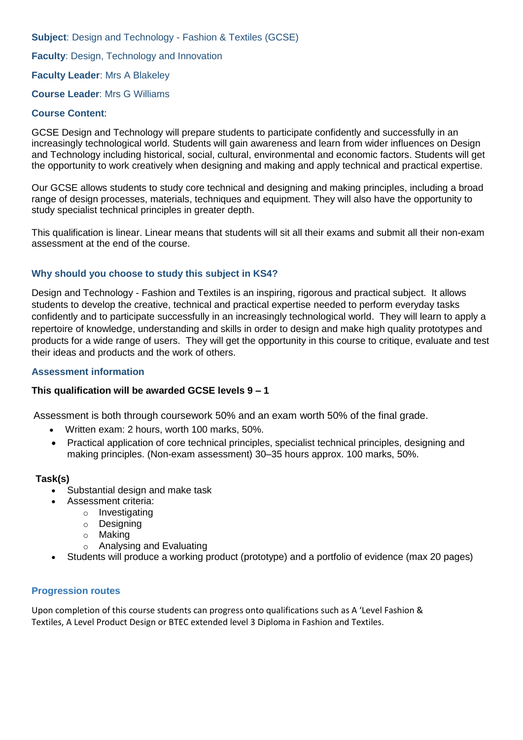**Subject**: Design and Technology - Fashion & Textiles (GCSE)

**Faculty**: Design, Technology and Innovation

**Faculty Leader**: Mrs A Blakeley

**Course Leader**: Mrs G Williams

**Course Content**:

GCSE Design and Technology will prepare students to participate confidently and successfully in an increasingly technological world. Students will gain awareness and learn from wider influences on Design and Technology including historical, social, cultural, environmental and economic factors. Students will get the opportunity to work creatively when designing and making and apply technical and practical expertise.

Our GCSE allows students to study core technical and designing and making principles, including a broad range of design processes, materials, techniques and equipment. They will also have the opportunity to study specialist technical principles in greater depth.

This qualification is linear. Linear means that students will sit all their exams and submit all their non-exam assessment at the end of the course.

### Why should you choose to study this subject in KS4?

Design and Technology - Fashion and Textiles is an inspiring, rigorous and practical subject. It allows students to develop the creative, technical and practical expertise needed to perform everyday tasks confidently and to participate successfully in an increasingly technological world. They will learn to apply a repertoire of knowledge, understanding and skills in order to design and make high quality prototypes and products for a wide range of users. They will get the opportunity in this course to critique, evaluate and test their ideas and products and the work of others.

### Assessment information

**This qualification will be awarded GCSE levels 9 – 1**

Assessment is both through coursework 50% and an exam worth 50% of the final grade.

- Written exam: 2 hours, worth 100 marks, 50%.
- Practical application of core technical principles, specialist technical principles, designing and making principles. (Non-exam assessment) 30–35 hours approx. 100 marks, 50%.

**Task(s)**

- Substantial design and make task
- Assessment criteria:
    - Investigating
    - Designing
    - Making
    - Analysing and Evaluating
- Students will produce a working product (prototype) and a portfolio of evidence (max 20 pages)

### Progression routes

Upon completion of this course students can progress onto qualifications such as A 'Level Fashion & Textiles, A Level Product Design or BTEC extended level 3 Diploma in Fashion and Textiles.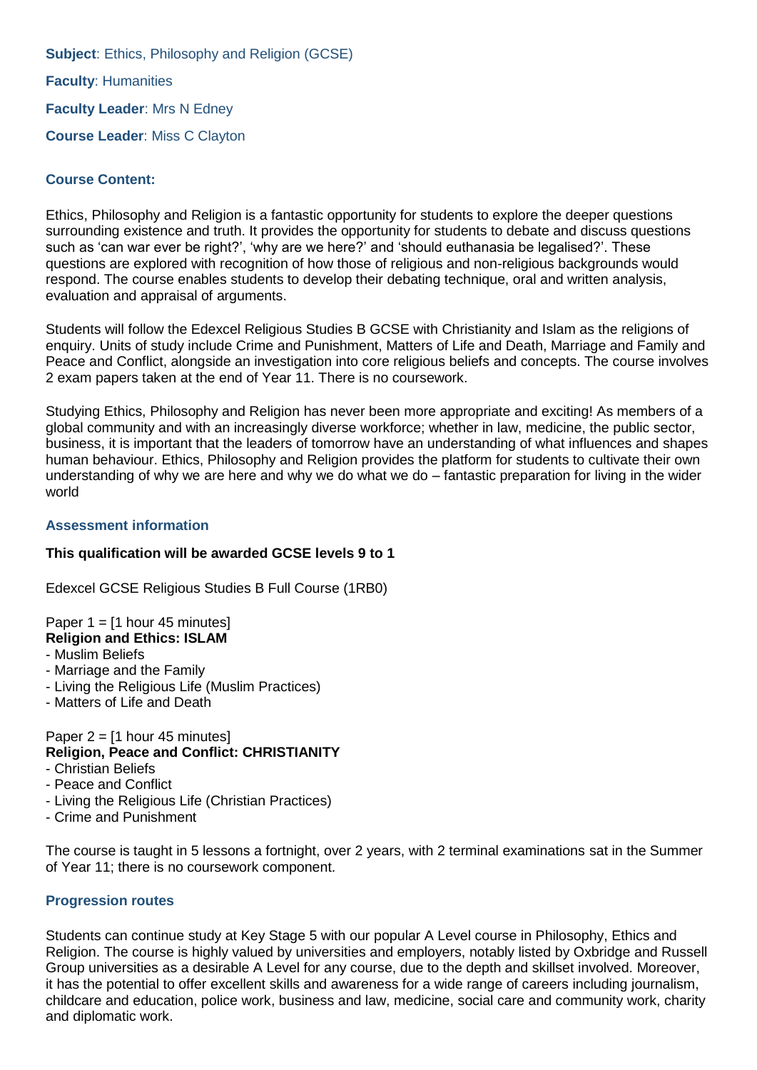**Subject**: Ethics, Philosophy and Religion (GCSE)

**Faculty**: Humanities

**Faculty Leader**: Mrs N Edney

**Course Leader**: Miss C Clayton

### Course Content:

Ethics, Philosophy and Religion is a fantastic opportunity for students to explore the deeper questions surrounding existence and truth. It provides the opportunity for students to debate and discuss questions such as 'can war ever be right?', 'why are we here?' and 'should euthanasia be legalised?'. These questions are explored with recognition of how those of religious and non-religious backgrounds would respond. The course enables students to develop their debating technique, oral and written analysis, evaluation and appraisal of arguments.

Students will follow the Edexcel Religious Studies B GCSE with Christianity and Islam as the religions of enquiry. Units of study include Crime and Punishment, Matters of Life and Death, Marriage and Family and Peace and Conflict, alongside an investigation into core religious beliefs and concepts. The course involves 2 exam papers taken at the end of Year 11. There is no coursework.

Studying Ethics, Philosophy and Religion has never been more appropriate and exciting! As members of a global community and with an increasingly diverse workforce; whether in law, medicine, the public sector, business, it is important that the leaders of tomorrow have an understanding of what influences and shapes human behaviour. Ethics, Philosophy and Religion provides the platform for students to cultivate their own understanding of why we are here and why we do what we do – fantastic preparation for living in the wider world

### Assessment information

**This qualification will be awarded GCSE levels 9 to 1**

Edexcel GCSE Religious Studies B Full Course (1RB0)

Paper 1 = [1 hour 45 minutes]
**Religion and Ethics: ISLAM**
- Muslim Beliefs
- Marriage and the Family
- Living the Religious Life (Muslim Practices)
- Matters of Life and Death

Paper 2 = [1 hour 45 minutes]
**Religion, Peace and Conflict: CHRISTIANITY**
- Christian Beliefs
- Peace and Conflict
- Living the Religious Life (Christian Practices)
- Crime and Punishment

The course is taught in 5 lessons a fortnight, over 2 years, with 2 terminal examinations sat in the Summer of Year 11; there is no coursework component.

### Progression routes

Students can continue study at Key Stage 5 with our popular A Level course in Philosophy, Ethics and Religion. The course is highly valued by universities and employers, notably listed by Oxbridge and Russell Group universities as a desirable A Level for any course, due to the depth and skillset involved. Moreover, it has the potential to offer excellent skills and awareness for a wide range of careers including journalism, childcare and education, police work, business and law, medicine, social care and community work, charity and diplomatic work.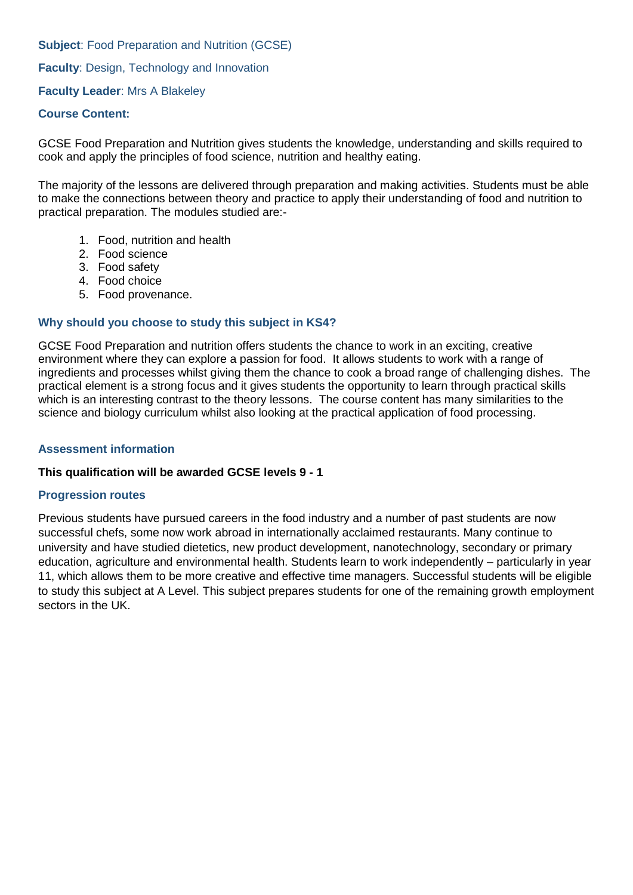**Subject**: Food Preparation and Nutrition (GCSE)

**Faculty**: Design, Technology and Innovation

**Faculty Leader**: Mrs A Blakeley

### Course Content:

GCSE Food Preparation and Nutrition gives students the knowledge, understanding and skills required to cook and apply the principles of food science, nutrition and healthy eating.

The majority of the lessons are delivered through preparation and making activities. Students must be able to make the connections between theory and practice to apply their understanding of food and nutrition to practical preparation. The modules studied are:-

1. Food, nutrition and health
2. Food science
3. Food safety
4. Food choice
5. Food provenance.

### Why should you choose to study this subject in KS4?

GCSE Food Preparation and nutrition offers students the chance to work in an exciting, creative environment where they can explore a passion for food. It allows students to work with a range of ingredients and processes whilst giving them the chance to cook a broad range of challenging dishes. The practical element is a strong focus and it gives students the opportunity to learn through practical skills which is an interesting contrast to the theory lessons. The course content has many similarities to the science and biology curriculum whilst also looking at the practical application of food processing.

### Assessment information

**This qualification will be awarded GCSE levels 9 - 1**

### Progression routes

Previous students have pursued careers in the food industry and a number of past students are now successful chefs, some now work abroad in internationally acclaimed restaurants. Many continue to university and have studied dietetics, new product development, nanotechnology, secondary or primary education, agriculture and environmental health. Students learn to work independently – particularly in year 11, which allows them to be more creative and effective time managers. Successful students will be eligible to study this subject at A Level. This subject prepares students for one of the remaining growth employment sectors in the UK.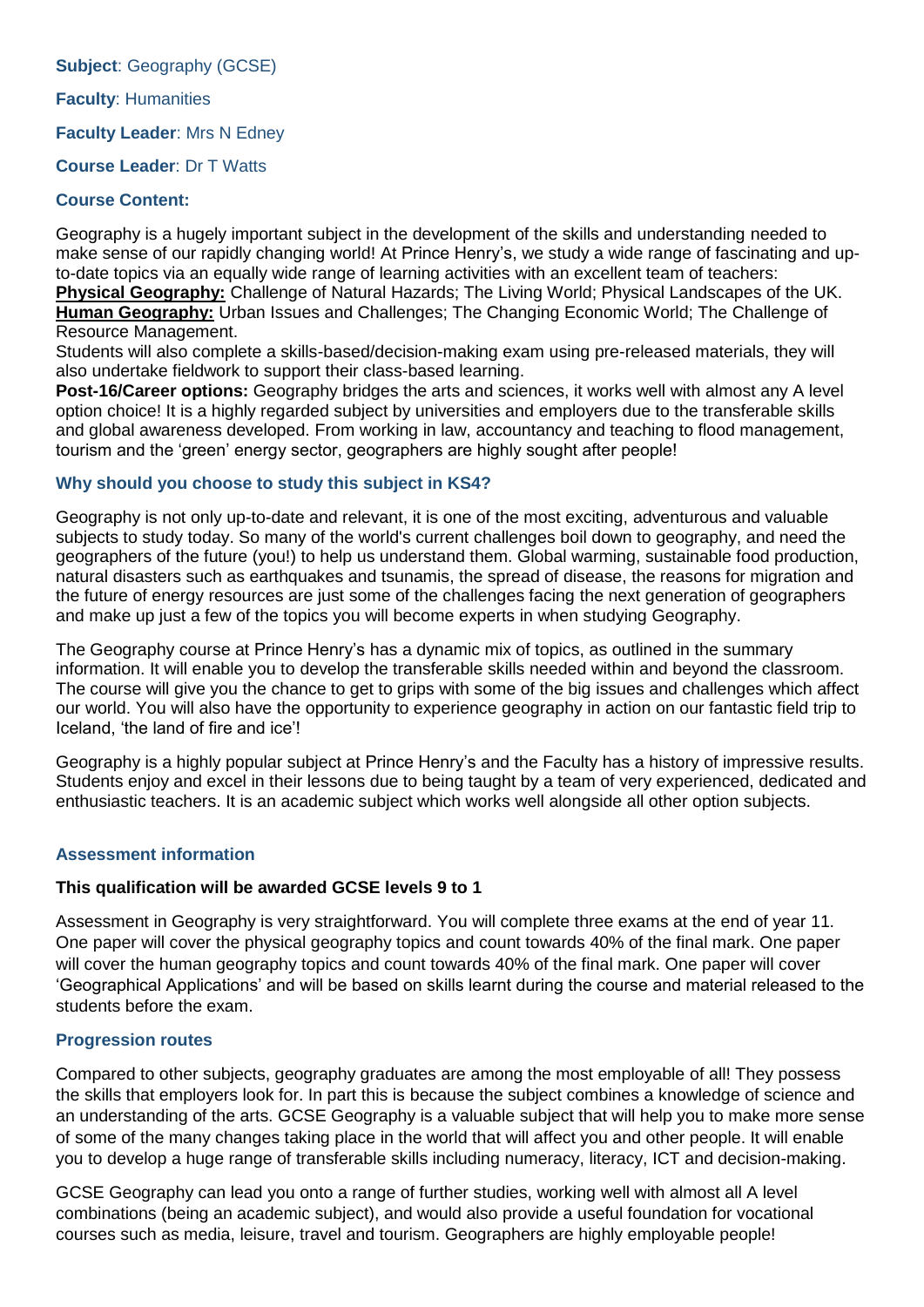**Subject**: Geography (GCSE)

**Faculty**: Humanities

**Faculty Leader**: Mrs N Edney

**Course Leader**: Dr T Watts

### Course Content:

Geography is a hugely important subject in the development of the skills and understanding needed to make sense of our rapidly changing world! At Prince Henry's, we study a wide range of fascinating and up-to-date topics via an equally wide range of learning activities with an excellent team of teachers:
**Physical Geography:** Challenge of Natural Hazards; The Living World; Physical Landscapes of the UK.
**Human Geography:** Urban Issues and Challenges; The Changing Economic World; The Challenge of Resource Management.
Students will also complete a skills-based/decision-making exam using pre-released materials, they will also undertake fieldwork to support their class-based learning.
**Post-16/Career options:** Geography bridges the arts and sciences, it works well with almost any A level option choice! It is a highly regarded subject by universities and employers due to the transferable skills and global awareness developed. From working in law, accountancy and teaching to flood management, tourism and the 'green' energy sector, geographers are highly sought after people!

### Why should you choose to study this subject in KS4?

Geography is not only up-to-date and relevant, it is one of the most exciting, adventurous and valuable subjects to study today. So many of the world's current challenges boil down to geography, and need the geographers of the future (you!) to help us understand them. Global warming, sustainable food production, natural disasters such as earthquakes and tsunamis, the spread of disease, the reasons for migration and the future of energy resources are just some of the challenges facing the next generation of geographers and make up just a few of the topics you will become experts in when studying Geography.

The Geography course at Prince Henry's has a dynamic mix of topics, as outlined in the summary information. It will enable you to develop the transferable skills needed within and beyond the classroom. The course will give you the chance to get to grips with some of the big issues and challenges which affect our world. You will also have the opportunity to experience geography in action on our fantastic field trip to Iceland, 'the land of fire and ice'!

Geography is a highly popular subject at Prince Henry's and the Faculty has a history of impressive results. Students enjoy and excel in their lessons due to being taught by a team of very experienced, dedicated and enthusiastic teachers. It is an academic subject which works well alongside all other option subjects.

### Assessment information

**This qualification will be awarded GCSE levels 9 to 1**

Assessment in Geography is very straightforward. You will complete three exams at the end of year 11. One paper will cover the physical geography topics and count towards 40% of the final mark. One paper will cover the human geography topics and count towards 40% of the final mark. One paper will cover 'Geographical Applications' and will be based on skills learnt during the course and material released to the students before the exam.

### Progression routes

Compared to other subjects, geography graduates are among the most employable of all! They possess the skills that employers look for. In part this is because the subject combines a knowledge of science and an understanding of the arts. GCSE Geography is a valuable subject that will help you to make more sense of some of the many changes taking place in the world that will affect you and other people. It will enable you to develop a huge range of transferable skills including numeracy, literacy, ICT and decision-making.

GCSE Geography can lead you onto a range of further studies, working well with almost all A level combinations (being an academic subject), and would also provide a useful foundation for vocational courses such as media, leisure, travel and tourism. Geographers are highly employable people!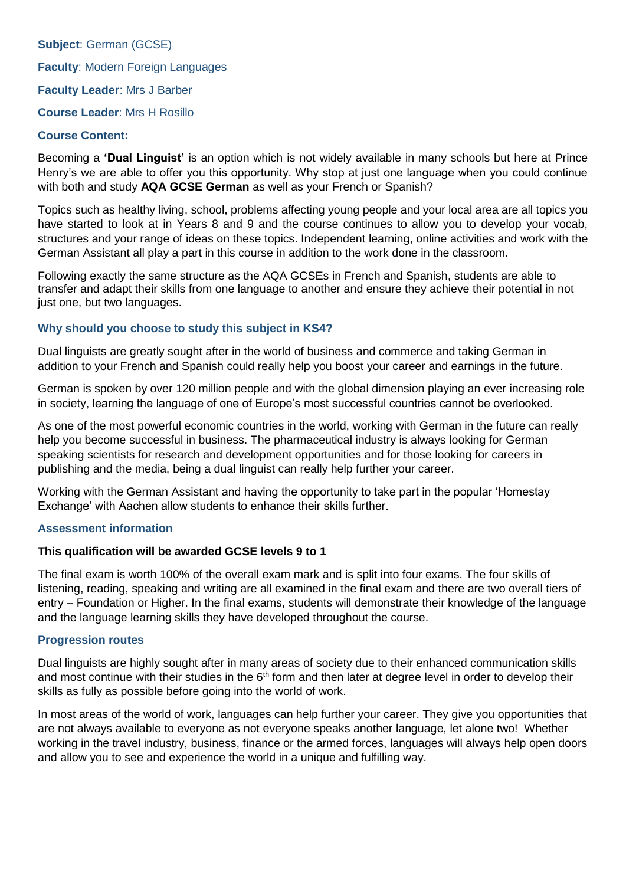**Subject**: German (GCSE)

**Faculty**: Modern Foreign Languages

**Faculty Leader**: Mrs J Barber

**Course Leader**: Mrs H Rosillo

### Course Content:

Becoming a **'Dual Linguist'** is an option which is not widely available in many schools but here at Prince Henry's we are able to offer you this opportunity. Why stop at just one language when you could continue with both and study **AQA GCSE German** as well as your French or Spanish?

Topics such as healthy living, school, problems affecting young people and your local area are all topics you have started to look at in Years 8 and 9 and the course continues to allow you to develop your vocab, structures and your range of ideas on these topics. Independent learning, online activities and work with the German Assistant all play a part in this course in addition to the work done in the classroom.

Following exactly the same structure as the AQA GCSEs in French and Spanish, students are able to transfer and adapt their skills from one language to another and ensure they achieve their potential in not just one, but two languages.

### Why should you choose to study this subject in KS4?

Dual linguists are greatly sought after in the world of business and commerce and taking German in addition to your French and Spanish could really help you boost your career and earnings in the future.

German is spoken by over 120 million people and with the global dimension playing an ever increasing role in society, learning the language of one of Europe's most successful countries cannot be overlooked.

As one of the most powerful economic countries in the world, working with German in the future can really help you become successful in business. The pharmaceutical industry is always looking for German speaking scientists for research and development opportunities and for those looking for careers in publishing and the media, being a dual linguist can really help further your career.

Working with the German Assistant and having the opportunity to take part in the popular 'Homestay Exchange' with Aachen allow students to enhance their skills further.

### Assessment information

**This qualification will be awarded GCSE levels 9 to 1**

The final exam is worth 100% of the overall exam mark and is split into four exams. The four skills of listening, reading, speaking and writing are all examined in the final exam and there are two overall tiers of entry – Foundation or Higher. In the final exams, students will demonstrate their knowledge of the language and the language learning skills they have developed throughout the course.

### Progression routes

Dual linguists are highly sought after in many areas of society due to their enhanced communication skills and most continue with their studies in the 6th form and then later at degree level in order to develop their skills as fully as possible before going into the world of work.

In most areas of the world of work, languages can help further your career. They give you opportunities that are not always available to everyone as not everyone speaks another language, let alone two! Whether working in the travel industry, business, finance or the armed forces, languages will always help open doors and allow you to see and experience the world in a unique and fulfilling way.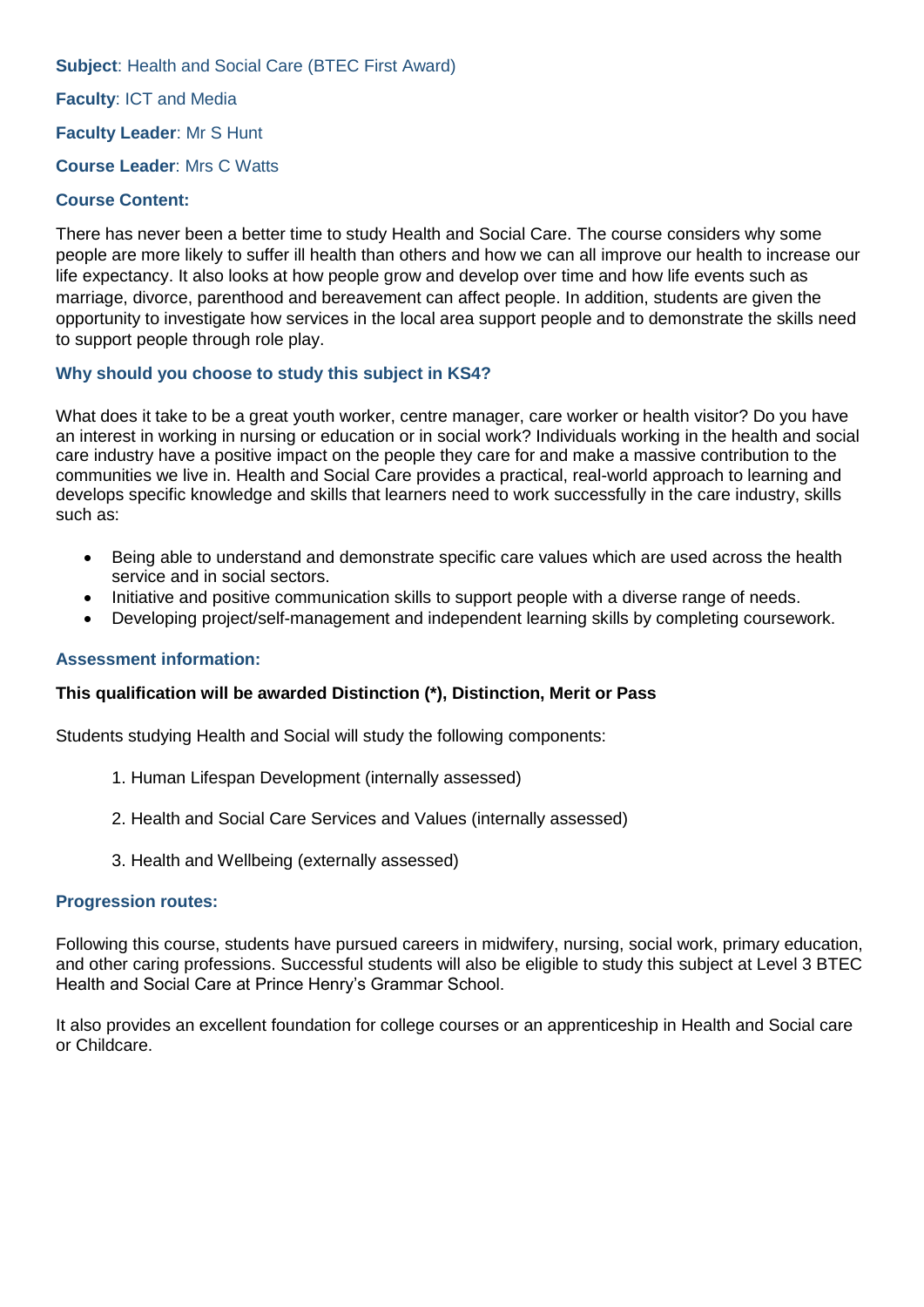**Subject**: Health and Social Care (BTEC First Award)

**Faculty**: ICT and Media

**Faculty Leader**: Mr S Hunt

**Course Leader**: Mrs C Watts

### Course Content:

There has never been a better time to study Health and Social Care. The course considers why some people are more likely to suffer ill health than others and how we can all improve our health to increase our life expectancy. It also looks at how people grow and develop over time and how life events such as marriage, divorce, parenthood and bereavement can affect people. In addition, students are given the opportunity to investigate how services in the local area support people and to demonstrate the skills need to support people through role play.

### Why should you choose to study this subject in KS4?

What does it take to be a great youth worker, centre manager, care worker or health visitor? Do you have an interest in working in nursing or education or in social work? Individuals working in the health and social care industry have a positive impact on the people they care for and make a massive contribution to the communities we live in. Health and Social Care provides a practical, real-world approach to learning and develops specific knowledge and skills that learners need to work successfully in the care industry, skills such as:

- Being able to understand and demonstrate specific care values which are used across the health service and in social sectors.
- Initiative and positive communication skills to support people with a diverse range of needs.
- Developing project/self-management and independent learning skills by completing coursework.

### Assessment information:

**This qualification will be awarded Distinction (*), Distinction, Merit or Pass**

Students studying Health and Social will study the following components:

1. Human Lifespan Development (internally assessed)
2. Health and Social Care Services and Values (internally assessed)
3. Health and Wellbeing (externally assessed)

### Progression routes:

Following this course, students have pursued careers in midwifery, nursing, social work, primary education, and other caring professions. Successful students will also be eligible to study this subject at Level 3 BTEC Health and Social Care at Prince Henry's Grammar School.

It also provides an excellent foundation for college courses or an apprenticeship in Health and Social care or Childcare.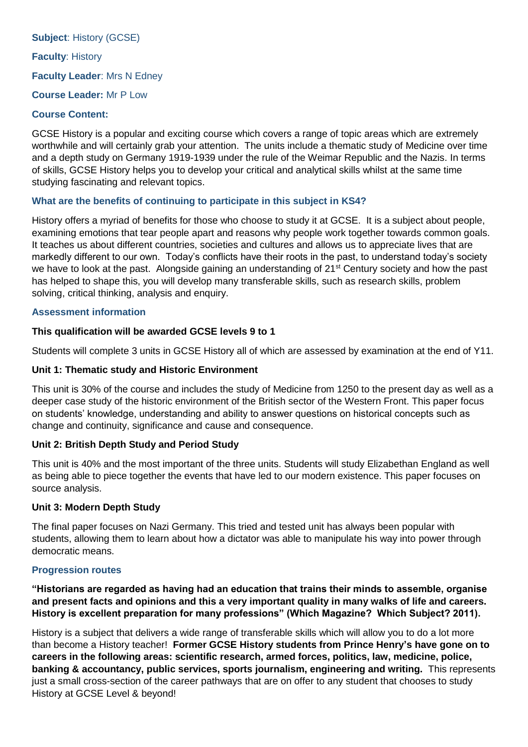**Subject**: History (GCSE)

**Faculty**: History

**Faculty Leader**: Mrs N Edney

**Course Leader:** Mr P Low

### Course Content:

GCSE History is a popular and exciting course which covers a range of topic areas which are extremely worthwhile and will certainly grab your attention. The units include a thematic study of Medicine over time and a depth study on Germany 1919-1939 under the rule of the Weimar Republic and the Nazis. In terms of skills, GCSE History helps you to develop your critical and analytical skills whilst at the same time studying fascinating and relevant topics.

### What are the benefits of continuing to participate in this subject in KS4?

History offers a myriad of benefits for those who choose to study it at GCSE. It is a subject about people, examining emotions that tear people apart and reasons why people work together towards common goals. It teaches us about different countries, societies and cultures and allows us to appreciate lives that are markedly different to our own. Today's conflicts have their roots in the past, to understand today's society we have to look at the past. Alongside gaining an understanding of 21st Century society and how the past has helped to shape this, you will develop many transferable skills, such as research skills, problem solving, critical thinking, analysis and enquiry.

### Assessment information

**This qualification will be awarded GCSE levels 9 to 1**

Students will complete 3 units in GCSE History all of which are assessed by examination at the end of Y11.

**Unit 1: Thematic study and Historic Environment**

This unit is 30% of the course and includes the study of Medicine from 1250 to the present day as well as a deeper case study of the historic environment of the British sector of the Western Front. This paper focus on students' knowledge, understanding and ability to answer questions on historical concepts such as change and continuity, significance and cause and consequence.

**Unit 2: British Depth Study and Period Study**

This unit is 40% and the most important of the three units. Students will study Elizabethan England as well as being able to piece together the events that have led to our modern existence. This paper focuses on source analysis.

**Unit 3: Modern Depth Study**

The final paper focuses on Nazi Germany. This tried and tested unit has always been popular with students, allowing them to learn about how a dictator was able to manipulate his way into power through democratic means.

### Progression routes

**"Historians are regarded as having had an education that trains their minds to assemble, organise and present facts and opinions and this a very important quality in many walks of life and careers. History is excellent preparation for many professions" (Which Magazine? Which Subject? 2011).**

History is a subject that delivers a wide range of transferable skills which will allow you to do a lot more than become a History teacher! **Former GCSE History students from Prince Henry's have gone on to careers in the following areas: scientific research, armed forces, politics, law, medicine, police, banking & accountancy, public services, sports journalism, engineering and writing.** This represents just a small cross-section of the career pathways that are on offer to any student that chooses to study History at GCSE Level & beyond!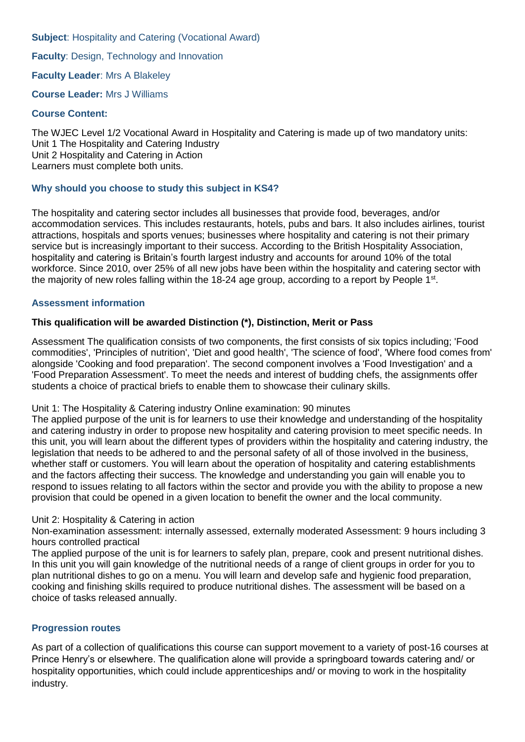**Subject**: Hospitality and Catering (Vocational Award)

**Faculty**: Design, Technology and Innovation

**Faculty Leader**: Mrs A Blakeley

**Course Leader:** Mrs J Williams

### Course Content:

The WJEC Level 1/2 Vocational Award in Hospitality and Catering is made up of two mandatory units:
Unit 1 The Hospitality and Catering Industry
Unit 2 Hospitality and Catering in Action
Learners must complete both units.

### Why should you choose to study this subject in KS4?

The hospitality and catering sector includes all businesses that provide food, beverages, and/or accommodation services. This includes restaurants, hotels, pubs and bars. It also includes airlines, tourist attractions, hospitals and sports venues; businesses where hospitality and catering is not their primary service but is increasingly important to their success. According to the British Hospitality Association, hospitality and catering is Britain's fourth largest industry and accounts for around 10% of the total workforce. Since 2010, over 25% of all new jobs have been within the hospitality and catering sector with the majority of new roles falling within the 18-24 age group, according to a report by People 1st.

### Assessment information

**This qualification will be awarded Distinction (*), Distinction, Merit or Pass**

Assessment The qualification consists of two components, the first consists of six topics including; 'Food commodities', 'Principles of nutrition', 'Diet and good health', 'The science of food', 'Where food comes from' alongside 'Cooking and food preparation'. The second component involves a 'Food Investigation' and a 'Food Preparation Assessment'. To meet the needs and interest of budding chefs, the assignments offer students a choice of practical briefs to enable them to showcase their culinary skills.

Unit 1: The Hospitality & Catering industry Online examination: 90 minutes
The applied purpose of the unit is for learners to use their knowledge and understanding of the hospitality and catering industry in order to propose new hospitality and catering provision to meet specific needs. In this unit, you will learn about the different types of providers within the hospitality and catering industry, the legislation that needs to be adhered to and the personal safety of all of those involved in the business, whether staff or customers. You will learn about the operation of hospitality and catering establishments and the factors affecting their success. The knowledge and understanding you gain will enable you to respond to issues relating to all factors within the sector and provide you with the ability to propose a new provision that could be opened in a given location to benefit the owner and the local community.

Unit 2: Hospitality & Catering in action
Non-examination assessment: internally assessed, externally moderated Assessment: 9 hours including 3 hours controlled practical
The applied purpose of the unit is for learners to safely plan, prepare, cook and present nutritional dishes. In this unit you will gain knowledge of the nutritional needs of a range of client groups in order for you to plan nutritional dishes to go on a menu. You will learn and develop safe and hygienic food preparation, cooking and finishing skills required to produce nutritional dishes. The assessment will be based on a choice of tasks released annually.

### Progression routes

As part of a collection of qualifications this course can support movement to a variety of post-16 courses at Prince Henry's or elsewhere. The qualification alone will provide a springboard towards catering and/ or hospitality opportunities, which could include apprenticeships and/ or moving to work in the hospitality industry.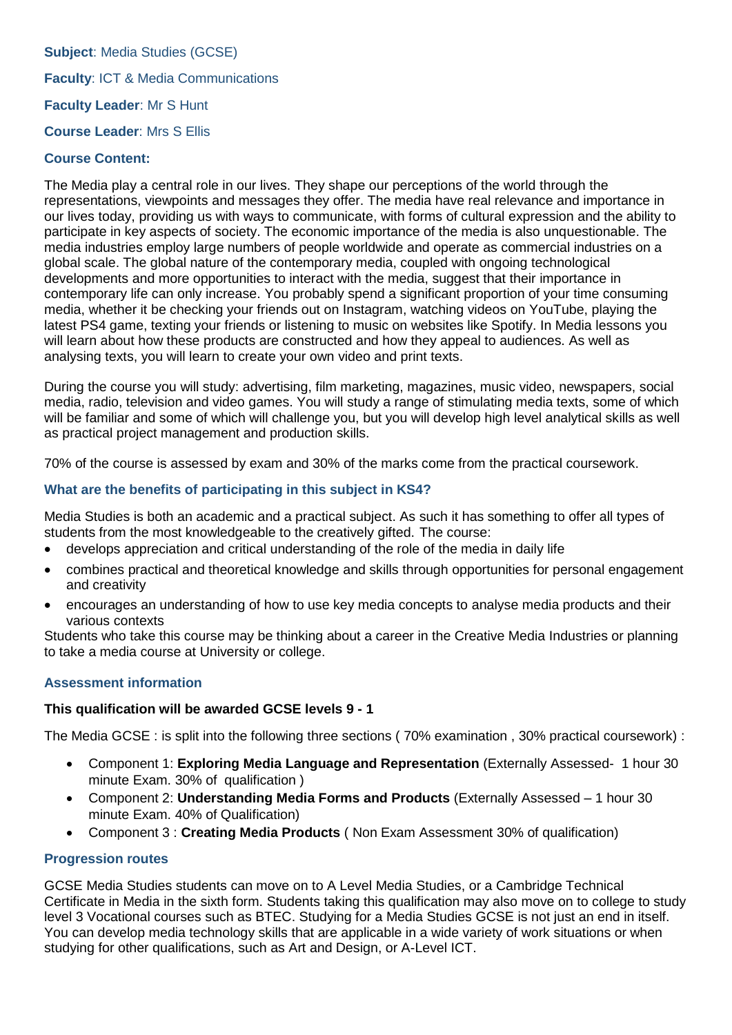**Subject**: Media Studies (GCSE)

**Faculty**: ICT & Media Communications

**Faculty Leader**: Mr S Hunt

**Course Leader**: Mrs S Ellis

### Course Content:

The Media play a central role in our lives. They shape our perceptions of the world through the representations, viewpoints and messages they offer. The media have real relevance and importance in our lives today, providing us with ways to communicate, with forms of cultural expression and the ability to participate in key aspects of society. The economic importance of the media is also unquestionable. The media industries employ large numbers of people worldwide and operate as commercial industries on a global scale. The global nature of the contemporary media, coupled with ongoing technological developments and more opportunities to interact with the media, suggest that their importance in contemporary life can only increase. You probably spend a significant proportion of your time consuming media, whether it be checking your friends out on Instagram, watching videos on YouTube, playing the latest PS4 game, texting your friends or listening to music on websites like Spotify. In Media lessons you will learn about how these products are constructed and how they appeal to audiences. As well as analysing texts, you will learn to create your own video and print texts.

During the course you will study: advertising, film marketing, magazines, music video, newspapers, social media, radio, television and video games. You will study a range of stimulating media texts, some of which will be familiar and some of which will challenge you, but you will develop high level analytical skills as well as practical project management and production skills.

70% of the course is assessed by exam and 30% of the marks come from the practical coursework.

### What are the benefits of participating in this subject in KS4?

Media Studies is both an academic and a practical subject. As such it has something to offer all types of students from the most knowledgeable to the creatively gifted. The course:

- develops appreciation and critical understanding of the role of the media in daily life
- combines practical and theoretical knowledge and skills through opportunities for personal engagement and creativity
- encourages an understanding of how to use key media concepts to analyse media products and their various contexts

Students who take this course may be thinking about a career in the Creative Media Industries or planning to take a media course at University or college.

### Assessment information

**This qualification will be awarded GCSE levels 9 - 1**

The Media GCSE : is split into the following three sections ( 70% examination , 30% practical coursework) :

- Component 1: **Exploring Media Language and Representation** (Externally Assessed- 1 hour 30 minute Exam. 30% of qualification )
- Component 2: **Understanding Media Forms and Products** (Externally Assessed – 1 hour 30 minute Exam. 40% of Qualification)
- Component 3 : **Creating Media Products** ( Non Exam Assessment 30% of qualification)

### Progression routes

GCSE Media Studies students can move on to A Level Media Studies, or a Cambridge Technical Certificate in Media in the sixth form. Students taking this qualification may also move on to college to study level 3 Vocational courses such as BTEC. Studying for a Media Studies GCSE is not just an end in itself. You can develop media technology skills that are applicable in a wide variety of work situations or when studying for other qualifications, such as Art and Design, or A-Level ICT.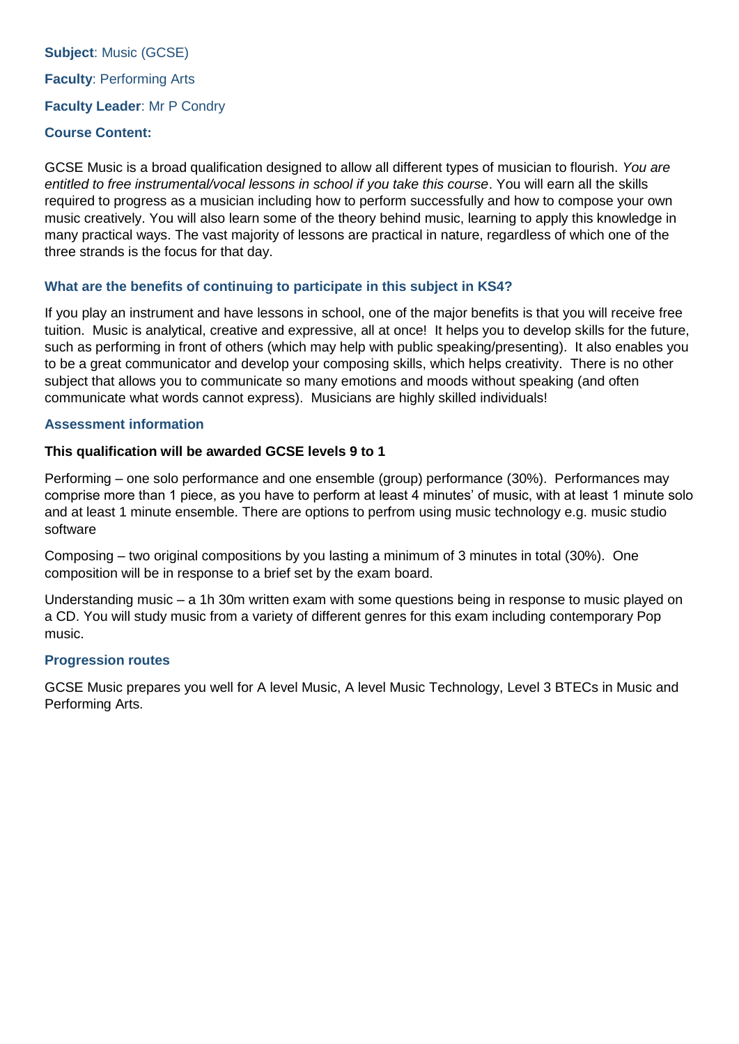**Subject**: Music (GCSE)

**Faculty**: Performing Arts

**Faculty Leader**: Mr P Condry

**Course Content:**

GCSE Music is a broad qualification designed to allow all different types of musician to flourish. *You are entitled to free instrumental/vocal lessons in school if you take this course*. You will earn all the skills required to progress as a musician including how to perform successfully and how to compose your own music creatively. You will also learn some of the theory behind music, learning to apply this knowledge in many practical ways. The vast majority of lessons are practical in nature, regardless of which one of the three strands is the focus for that day.

**What are the benefits of continuing to participate in this subject in KS4?**

If you play an instrument and have lessons in school, one of the major benefits is that you will receive free tuition. Music is analytical, creative and expressive, all at once! It helps you to develop skills for the future, such as performing in front of others (which may help with public speaking/presenting). It also enables you to be a great communicator and develop your composing skills, which helps creativity. There is no other subject that allows you to communicate so many emotions and moods without speaking (and often communicate what words cannot express). Musicians are highly skilled individuals!

**Assessment information**

**This qualification will be awarded GCSE levels 9 to 1**

Performing – one solo performance and one ensemble (group) performance (30%). Performances may comprise more than 1 piece, as you have to perform at least 4 minutes' of music, with at least 1 minute solo and at least 1 minute ensemble. There are options to perfrom using music technology e.g. music studio software

Composing – two original compositions by you lasting a minimum of 3 minutes in total (30%). One composition will be in response to a brief set by the exam board.

Understanding music – a 1h 30m written exam with some questions being in response to music played on a CD. You will study music from a variety of different genres for this exam including contemporary Pop music.

**Progression routes**

GCSE Music prepares you well for A level Music, A level Music Technology, Level 3 BTECs in Music and Performing Arts.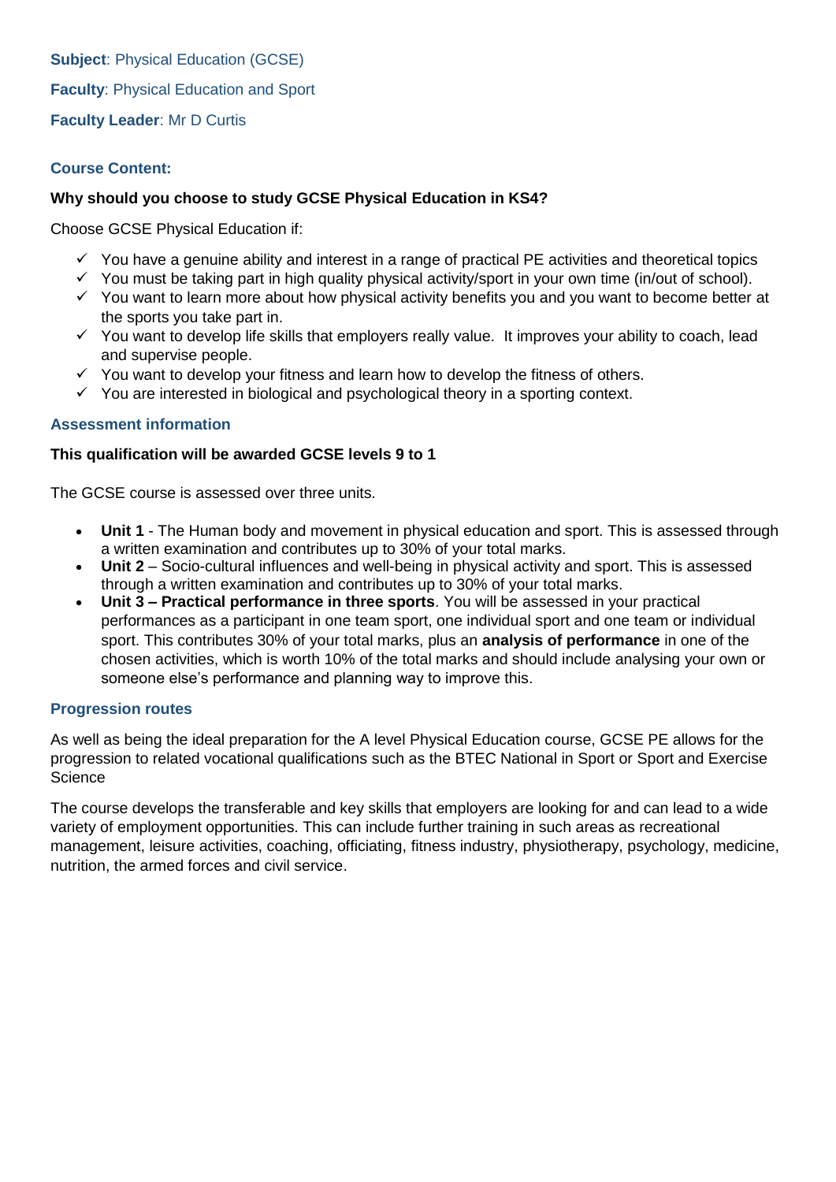**Subject**: Physical Education (GCSE)

**Faculty**: Physical Education and Sport

**Faculty Leader**: Mr D Curtis

### Course Content:

**Why should you choose to study GCSE Physical Education in KS4?**

Choose GCSE Physical Education if:

- ✓ You have a genuine ability and interest in a range of practical PE activities and theoretical topics
- ✓ You must be taking part in high quality physical activity/sport in your own time (in/out of school).
- ✓ You want to learn more about how physical activity benefits you and you want to become better at the sports you take part in.
- ✓ You want to develop life skills that employers really value. It improves your ability to coach, lead and supervise people.
- ✓ You want to develop your fitness and learn how to develop the fitness of others.
- ✓ You are interested in biological and psychological theory in a sporting context.

### Assessment information

**This qualification will be awarded GCSE levels 9 to 1**

The GCSE course is assessed over three units.

- **Unit 1** - The Human body and movement in physical education and sport. This is assessed through a written examination and contributes up to 30% of your total marks.
- **Unit 2** – Socio-cultural influences and well-being in physical activity and sport. This is assessed through a written examination and contributes up to 30% of your total marks.
- **Unit 3 – Practical performance in three sports**. You will be assessed in your practical performances as a participant in one team sport, one individual sport and one team or individual sport. This contributes 30% of your total marks, plus an **analysis of performance** in one of the chosen activities, which is worth 10% of the total marks and should include analysing your own or someone else's performance and planning way to improve this.

### Progression routes

As well as being the ideal preparation for the A level Physical Education course, GCSE PE allows for the progression to related vocational qualifications such as the BTEC National in Sport or Sport and Exercise Science

The course develops the transferable and key skills that employers are looking for and can lead to a wide variety of employment opportunities. This can include further training in such areas as recreational management, leisure activities, coaching, officiating, fitness industry, physiotherapy, psychology, medicine, nutrition, the armed forces and civil service.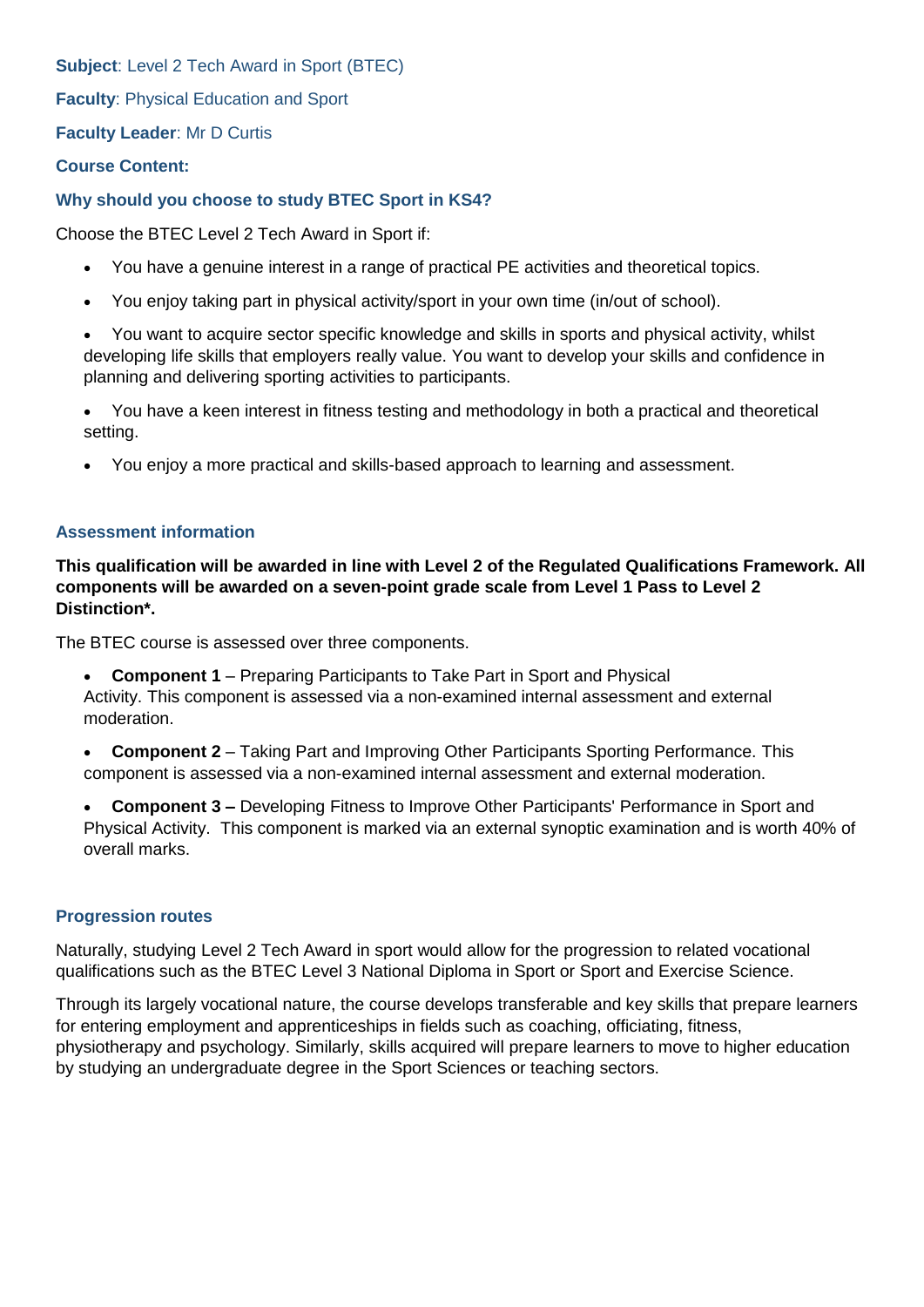**Subject**: Level 2 Tech Award in Sport (BTEC)

**Faculty**: Physical Education and Sport

**Faculty Leader**: Mr D Curtis

**Course Content:**

### Why should you choose to study BTEC Sport in KS4?

Choose the BTEC Level 2 Tech Award in Sport if:

- You have a genuine interest in a range of practical PE activities and theoretical topics.
- You enjoy taking part in physical activity/sport in your own time (in/out of school).
- You want to acquire sector specific knowledge and skills in sports and physical activity, whilst developing life skills that employers really value. You want to develop your skills and confidence in planning and delivering sporting activities to participants.
- You have a keen interest in fitness testing and methodology in both a practical and theoretical setting.
- You enjoy a more practical and skills-based approach to learning and assessment.

### Assessment information

**This qualification will be awarded in line with Level 2 of the Regulated Qualifications Framework. All components will be awarded on a seven-point grade scale from Level 1 Pass to Level 2 Distinction*.**

The BTEC course is assessed over three components.

- **Component 1** – Preparing Participants to Take Part in Sport and Physical Activity. This component is assessed via a non-examined internal assessment and external moderation.
- **Component 2** – Taking Part and Improving Other Participants Sporting Performance. This component is assessed via a non-examined internal assessment and external moderation.
- **Component 3 –** Developing Fitness to Improve Other Participants' Performance in Sport and Physical Activity. This component is marked via an external synoptic examination and is worth 40% of overall marks.

### Progression routes

Naturally, studying Level 2 Tech Award in sport would allow for the progression to related vocational qualifications such as the BTEC Level 3 National Diploma in Sport or Sport and Exercise Science.

Through its largely vocational nature, the course develops transferable and key skills that prepare learners for entering employment and apprenticeships in fields such as coaching, officiating, fitness, physiotherapy and psychology. Similarly, skills acquired will prepare learners to move to higher education by studying an undergraduate degree in the Sport Sciences or teaching sectors.